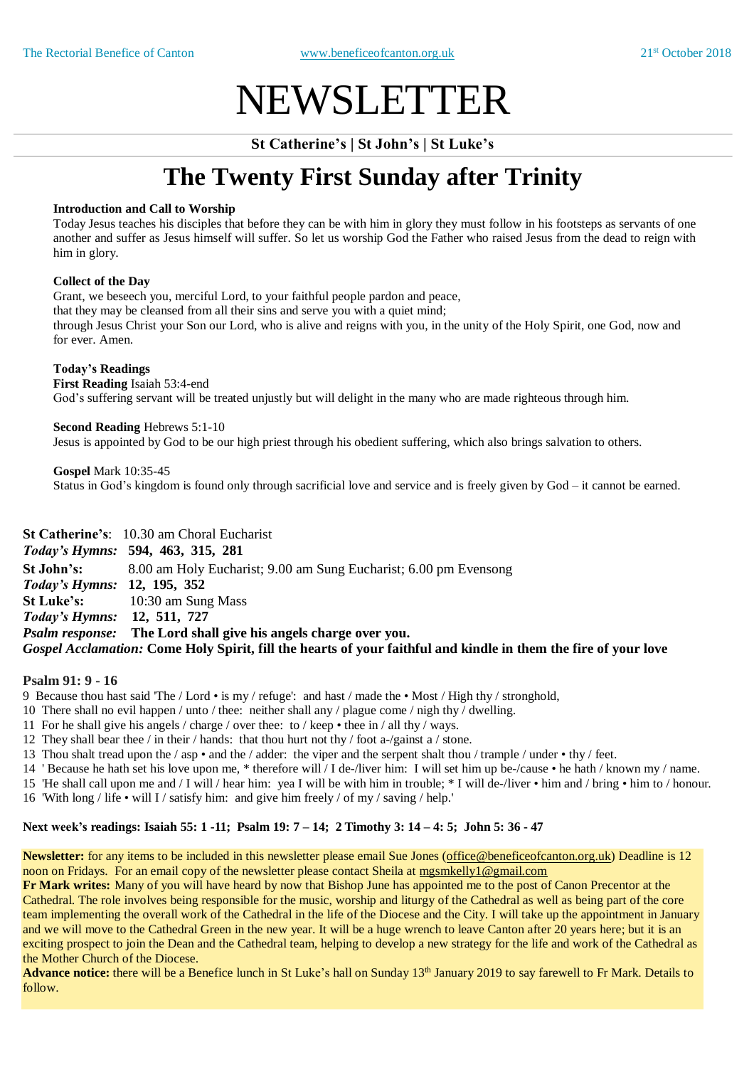# NEWSLETTER

**St Catherine's | St John's | St Luke's**

## The Twenty First Sunday after Trinity

**Introduction and Call to Worship**

Today Jesus teaches his disciples that before they can be with him in glory they must follow in his footsteps as servants of one another and suffer as Jesus himself will suffer. So let us worship God the Father who raised Jesus from the dead to reign with him in glory.

**Collect of the Day**

Grant, we beseech you, merciful Lord, to your faithful people pardon and peace,
that they may be cleansed from all their sins and serve you with a quiet mind;
through Jesus Christ your Son our Lord, who is alive and reigns with you, in the unity of the Holy Spirit, one God, now and for ever. Amen.

**Today's Readings**

**First Reading** Isaiah 53:4-end
God's suffering servant will be treated unjustly but will delight in the many who are made righteous through him.

**Second Reading** Hebrews 5:1-10
Jesus is appointed by God to be our high priest through his obedient suffering, which also brings salvation to others.

**Gospel** Mark 10:35-45
Status in God's kingdom is found only through sacrificial love and service and is freely given by God – it cannot be earned.

**St Catherine's**: 10.30 am Choral Eucharist
***Today's Hymns:*** **594, 463, 315, 281**
**St John's:** 8.00 am Holy Eucharist; 9.00 am Sung Eucharist; 6.00 pm Evensong
***Today's Hymns:*** **12, 195, 352**
**St Luke's:** 10:30 am Sung Mass
***Today's Hymns:*** **12, 511, 727**
***Psalm response:*** **The Lord shall give his angels charge over you.**
***Gospel Acclamation:*** **Come Holy Spirit, fill the hearts of your faithful and kindle in them the fire of your love**

**Psalm 91: 9 - 16**

9 Because thou hast said 'The / Lord • is my / refuge': and hast / made the • Most / High thy / stronghold,
10 There shall no evil happen / unto / thee: neither shall any / plague come / nigh thy / dwelling.
11 For he shall give his angels / charge / over thee: to / keep • thee in / all thy / ways.
12 They shall bear thee / in their / hands: that thou hurt not thy / foot a-/gainst a / stone.
13 Thou shalt tread upon the / asp • and the / adder: the viper and the serpent shalt thou / trample / under • thy / feet.
14 ' Because he hath set his love upon me, * therefore will / I de-/liver him: I will set him up be-/cause • he hath / known my / name.
15 'He shall call upon me and / I will / hear him: yea I will be with him in trouble; * I will de-/liver • him and / bring • him to / honour.
16 'With long / life • will I / satisfy him: and give him freely / of my / saving / help.'

**Next week's readings: Isaiah 55: 1 -11; Psalm 19: 7 – 14; 2 Timothy 3: 14 – 4: 5; John 5: 36 - 47**

**Newsletter:** for any items to be included in this newsletter please email Sue Jones (office@beneficeofcanton.org.uk) Deadline is 12 noon on Fridays. For an email copy of the newsletter please contact Sheila at mgsmkelly1@gmail.com

**Fr Mark writes:** Many of you will have heard by now that Bishop June has appointed me to the post of Canon Precentor at the Cathedral. The role involves being responsible for the music, worship and liturgy of the Cathedral as well as being part of the core team implementing the overall work of the Cathedral in the life of the Diocese and the City. I will take up the appointment in January and we will move to the Cathedral Green in the new year. It will be a huge wrench to leave Canton after 20 years here; but it is an exciting prospect to join the Dean and the Cathedral team, helping to develop a new strategy for the life and work of the Cathedral as the Mother Church of the Diocese.

**Advance notice:** there will be a Benefice lunch in St Luke's hall on Sunday 13th January 2019 to say farewell to Fr Mark. Details to follow.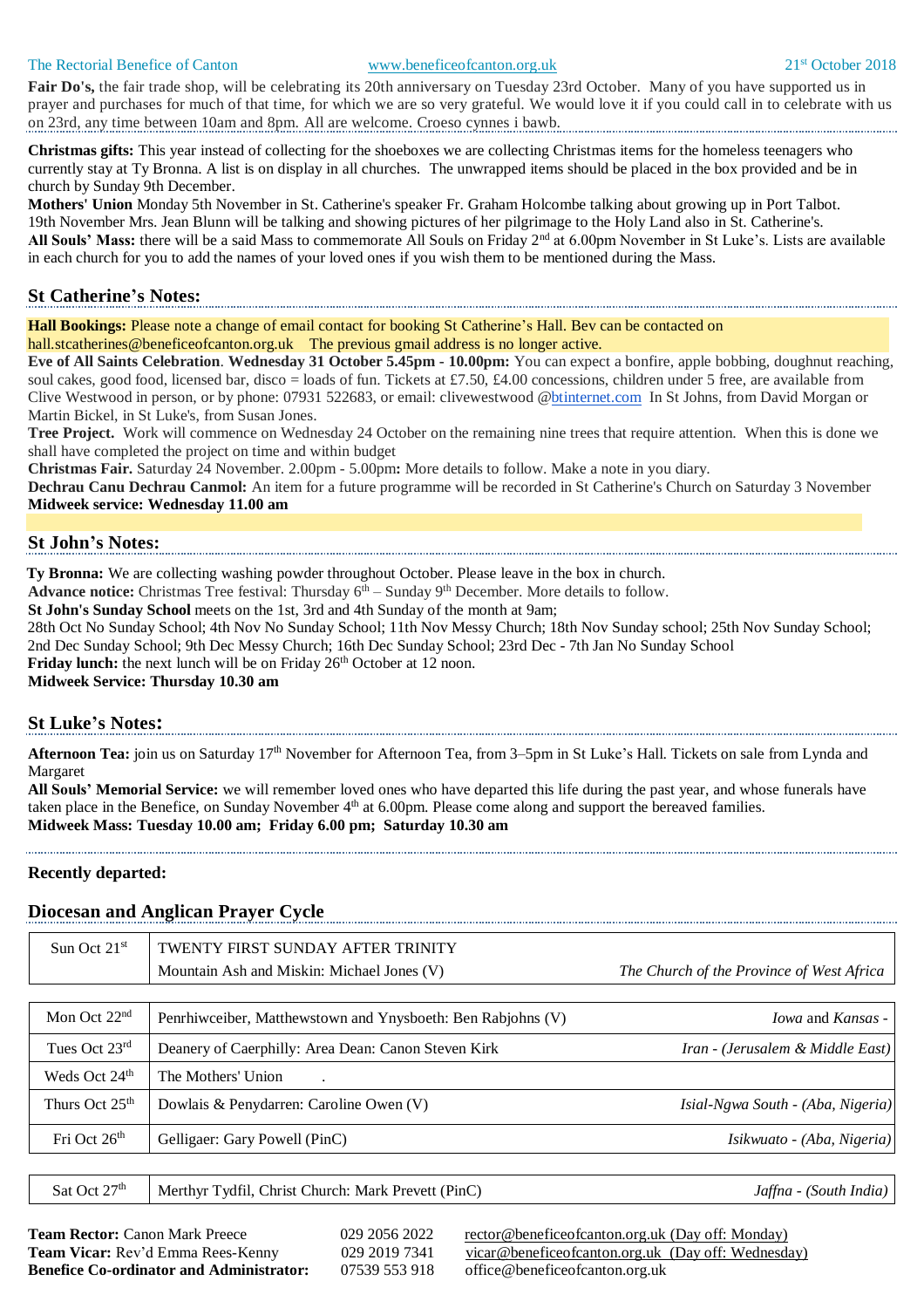**Fair Do's,** the fair trade shop, will be celebrating its 20th anniversary on Tuesday 23rd October. Many of you have supported us in prayer and purchases for much of that time, for which we are so very grateful. We would love it if you could call in to celebrate with us on 23rd, any time between 10am and 8pm. All are welcome. Croeso cynnes i bawb.

**Christmas gifts:** This year instead of collecting for the shoeboxes we are collecting Christmas items for the homeless teenagers who currently stay at Ty Bronna. A list is on display in all churches. The unwrapped items should be placed in the box provided and be in church by Sunday 9th December.

**Mothers' Union** Monday 5th November in St. Catherine's speaker Fr. Graham Holcombe talking about growing up in Port Talbot. 19th November Mrs. Jean Blunn will be talking and showing pictures of her pilgrimage to the Holy Land also in St. Catherine's.

**All Souls' Mass:** there will be a said Mass to commemorate All Souls on Friday 2nd at 6.00pm November in St Luke's. Lists are available in each church for you to add the names of your loved ones if you wish them to be mentioned during the Mass.

## St Catherine's Notes:

**Hall Bookings:** Please note a change of email contact for booking St Catherine's Hall. Bev can be contacted on hall.stcatherines@beneficeofcanton.org.uk The previous gmail address is no longer active.

**Eve of All Saints Celebration**. **Wednesday 31 October 5.45pm - 10.00pm:** You can expect a bonfire, apple bobbing, doughnut reaching, soul cakes, good food, licensed bar, disco = loads of fun. Tickets at £7.50, £4.00 concessions, children under 5 free, are available from Clive Westwood in person, or by phone: 07931 522683, or email: clivewestwood @btinternet.com In St Johns, from David Morgan or Martin Bickel, in St Luke's, from Susan Jones.

**Tree Project.** Work will commence on Wednesday 24 October on the remaining nine trees that require attention. When this is done we shall have completed the project on time and within budget

**Christmas Fair.** Saturday 24 November. 2.00pm - 5.00pm**:** More details to follow. Make a note in you diary.

**Dechrau Canu Dechrau Canmol:** An item for a future programme will be recorded in St Catherine's Church on Saturday 3 November

**Midweek service: Wednesday 11.00 am**

## St John's Notes:

**Ty Bronna:** We are collecting washing powder throughout October. Please leave in the box in church.

**Advance notice:** Christmas Tree festival: Thursday 6th – Sunday 9th December. More details to follow.

**St John's Sunday School** meets on the 1st, 3rd and 4th Sunday of the month at 9am;

28th Oct No Sunday School; 4th Nov No Sunday School; 11th Nov Messy Church; 18th Nov Sunday school; 25th Nov Sunday School; 2nd Dec Sunday School; 9th Dec Messy Church; 16th Dec Sunday School; 23rd Dec - 7th Jan No Sunday School

**Friday lunch:** the next lunch will be on Friday 26th October at 12 noon.

**Midweek Service: Thursday 10.30 am**

## St Luke's Notes:

**Afternoon Tea:** join us on Saturday 17th November for Afternoon Tea, from 3–5pm in St Luke's Hall. Tickets on sale from Lynda and Margaret

**All Souls' Memorial Service:** we will remember loved ones who have departed this life during the past year, and whose funerals have taken place in the Benefice, on Sunday November 4th at 6.00pm. Please come along and support the bereaved families.

**Midweek Mass: Tuesday 10.00 am; Friday 6.00 pm; Saturday 10.30 am**

**Recently departed:**

## Diocesan and Anglican Prayer Cycle

| | | |
|---|---|---|
| Sun Oct 21st | TWENTY FIRST SUNDAY AFTER TRINITY<br>Mountain Ash and Miskin: Michael Jones (V) | *The Church of the Province of West Africa* |
| Mon Oct 22nd | Penrhiwceiber, Matthewstown and Ynysboeth: Ben Rabjohns (V) | *Iowa* and *Kansas* - |
| Tues Oct 23rd | Deanery of Caerphilly: Area Dean: Canon Steven Kirk | *Iran - (Jerusalem & Middle East)* |
| Weds Oct 24th | The Mothers' Union . | |
| Thurs Oct 25th | Dowlais & Penydarren: Caroline Owen (V) | *Isial-Ngwa South - (Aba, Nigeria)* |
| Fri Oct 26th | Gelligaer: Gary Powell (PinC) | *Isikwuato - (Aba, Nigeria)* |
| Sat Oct 27th | Merthyr Tydfil, Christ Church: Mark Prevett (PinC) | *Jaffna - (South India)* |

**Team Rector:** Canon Mark Preece 029 2056 2022 rector@beneficeofcanton.org.uk (Day off: Monday)
**Team Vicar:** Rev'd Emma Rees-Kenny 029 2019 7341 vicar@beneficeofcanton.org.uk (Day off: Wednesday)
**Benefice Co-ordinator and Administrator:** 07539 553 918 office@beneficeofcanton.org.uk